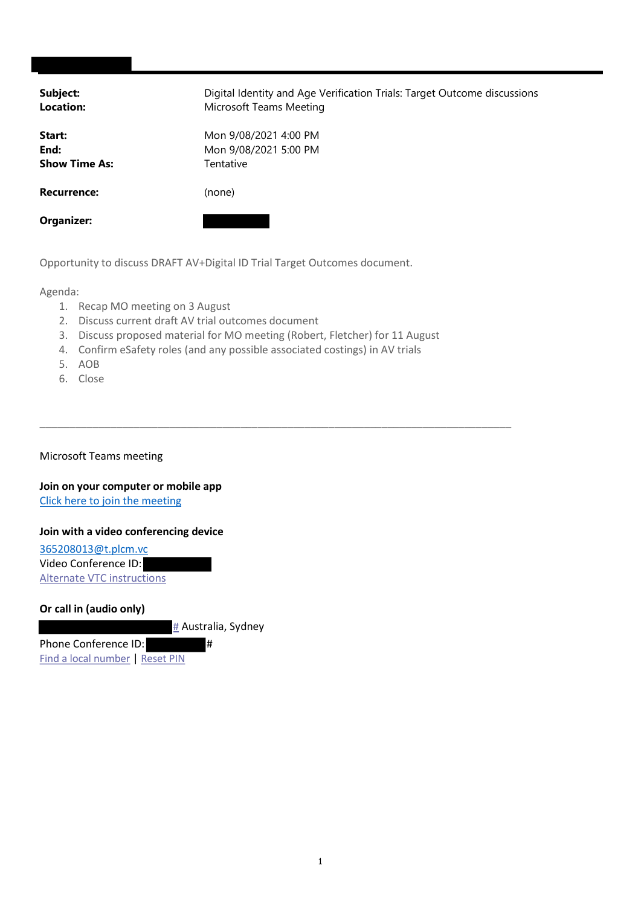| | |
|---|---|
| **Subject:** | Digital Identity and Age Verification Trials: Target Outcome discussions |
| **Location:** | Microsoft Teams Meeting |
| **Start:** | Mon 9/08/2021 4:00 PM |
| **End:** | Mon 9/08/2021 5:00 PM |
| **Show Time As:** | Tentative |
| **Recurrence:** | (none) |
| **Organizer:** | |

Opportunity to discuss DRAFT AV+Digital ID Trial Target Outcomes document.

Agenda:

1. Recap MO meeting on 3 August
2. Discuss current draft AV trial outcomes document
3. Discuss proposed material for MO meeting (Robert, Fletcher) for 11 August
4. Confirm eSafety roles (and any possible associated costings) in AV trials
5. AOB
6. Close

---

Microsoft Teams meeting

**Join on your computer or mobile app**
Click here to join the meeting

**Join with a video conferencing device**
365208013@t.plcm.vc
Video Conference ID:
Alternate VTC instructions

**Or call in (audio only)**
# Australia, Sydney
Phone Conference ID: #
Find a local number | Reset PIN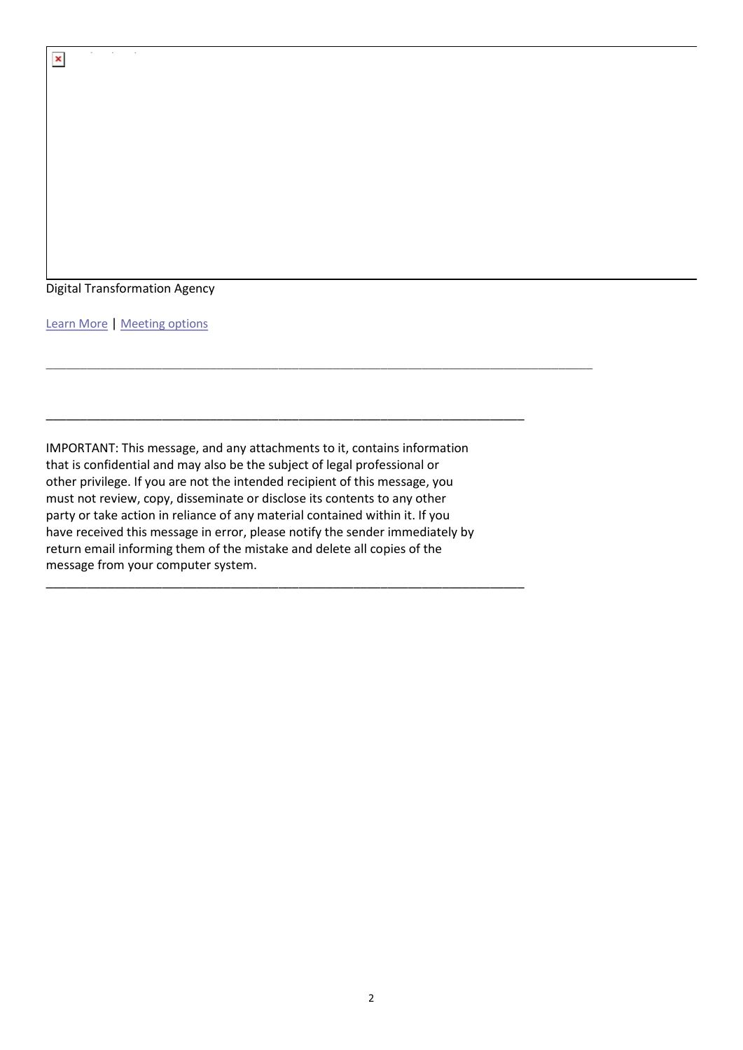Digital Transformation Agency

Learn More | Meeting options

---

---

IMPORTANT: This message, and any attachments to it, contains information that is confidential and may also be the subject of legal professional or other privilege. If you are not the intended recipient of this message, you must not review, copy, disseminate or disclose its contents to any other party or take action in reliance of any material contained within it. If you have received this message in error, please notify the sender immediately by return email informing them of the mistake and delete all copies of the message from your computer system.

---